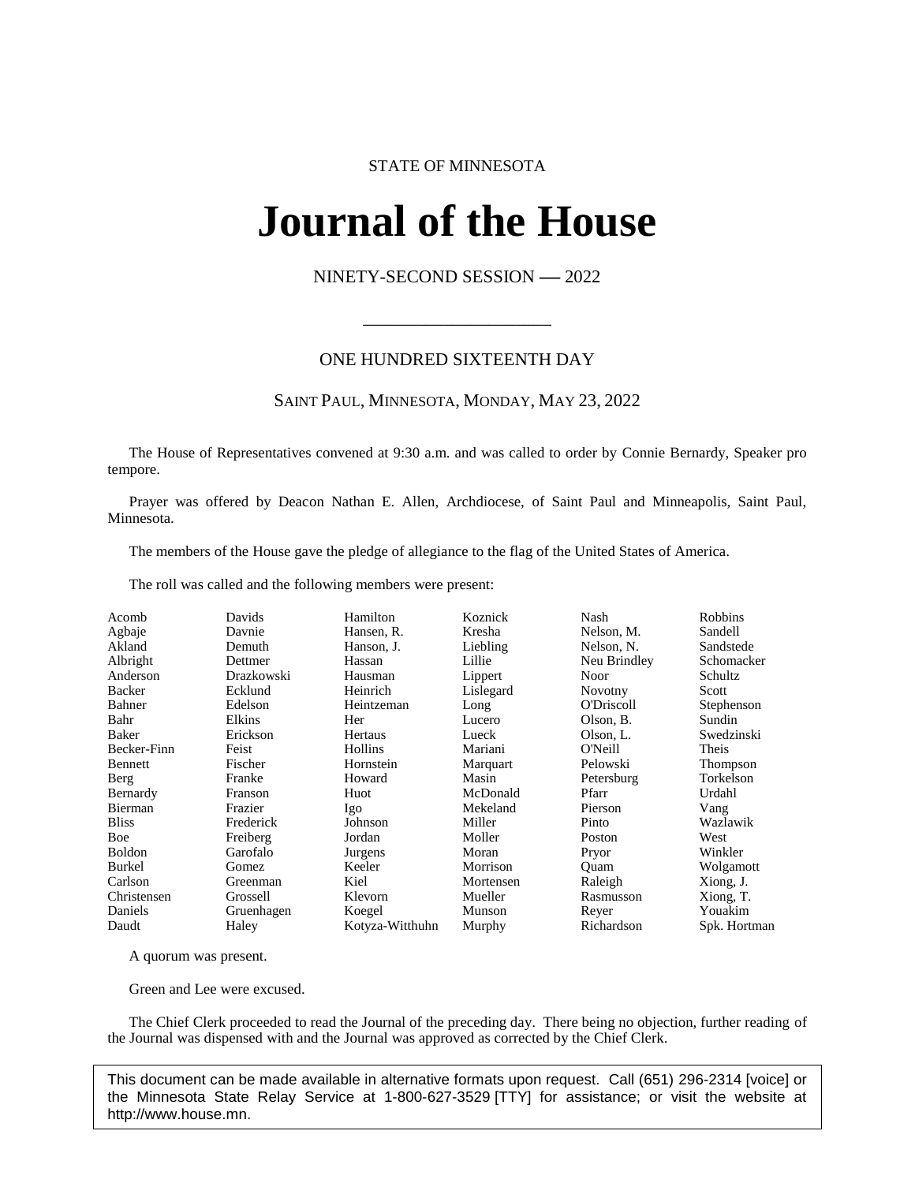STATE OF MINNESOTA

# Journal of the House

NINETY-SECOND SESSION — 2022

---

ONE HUNDRED SIXTEENTH DAY

SAINT PAUL, MINNESOTA, MONDAY, MAY 23, 2022

The House of Representatives convened at 9:30 a.m. and was called to order by Connie Bernardy, Speaker pro tempore.

Prayer was offered by Deacon Nathan E. Allen, Archdiocese, of Saint Paul and Minneapolis, Saint Paul, Minnesota.

The members of the House gave the pledge of allegiance to the flag of the United States of America.

The roll was called and the following members were present:

| | | | | | |
|---|---|---|---|---|---|
| Acomb | Davids | Hamilton | Koznick | Nash | Robbins |
| Agbaje | Davnie | Hansen, R. | Kresha | Nelson, M. | Sandell |
| Akland | Demuth | Hanson, J. | Liebling | Nelson, N. | Sandstede |
| Albright | Dettmer | Hassan | Lillie | Neu Brindley | Schomacker |
| Anderson | Drazkowski | Hausman | Lippert | Noor | Schultz |
| Backer | Ecklund | Heinrich | Lislegard | Novotny | Scott |
| Bahner | Edelson | Heintzeman | Long | O'Driscoll | Stephenson |
| Bahr | Elkins | Her | Lucero | Olson, B. | Sundin |
| Baker | Erickson | Hertaus | Lueck | Olson, L. | Swedzinski |
| Becker-Finn | Feist | Hollins | Mariani | O'Neill | Theis |
| Bennett | Fischer | Hornstein | Marquart | Pelowski | Thompson |
| Berg | Franke | Howard | Masin | Petersburg | Torkelson |
| Bernardy | Franson | Huot | McDonald | Pfarr | Urdahl |
| Bierman | Frazier | Igo | Mekeland | Pierson | Vang |
| Bliss | Frederick | Johnson | Miller | Pinto | Wazlawik |
| Boe | Freiberg | Jordan | Moller | Poston | West |
| Boldon | Garofalo | Jurgens | Moran | Pryor | Winkler |
| Burkel | Gomez | Keeler | Morrison | Quam | Wolgamott |
| Carlson | Greenman | Kiel | Mortensen | Raleigh | Xiong, J. |
| Christensen | Grossell | Klevorn | Mueller | Rasmusson | Xiong, T. |
| Daniels | Gruenhagen | Koegel | Munson | Reyer | Youakim |
| Daudt | Haley | Kotyza-Witthuhn | Murphy | Richardson | Spk. Hortman |

A quorum was present.

Green and Lee were excused.

The Chief Clerk proceeded to read the Journal of the preceding day. There being no objection, further reading of the Journal was dispensed with and the Journal was approved as corrected by the Chief Clerk.

This document can be made available in alternative formats upon request. Call (651) 296-2314 [voice] or the Minnesota State Relay Service at 1-800-627-3529 [TTY] for assistance; or visit the website at http://www.house.mn.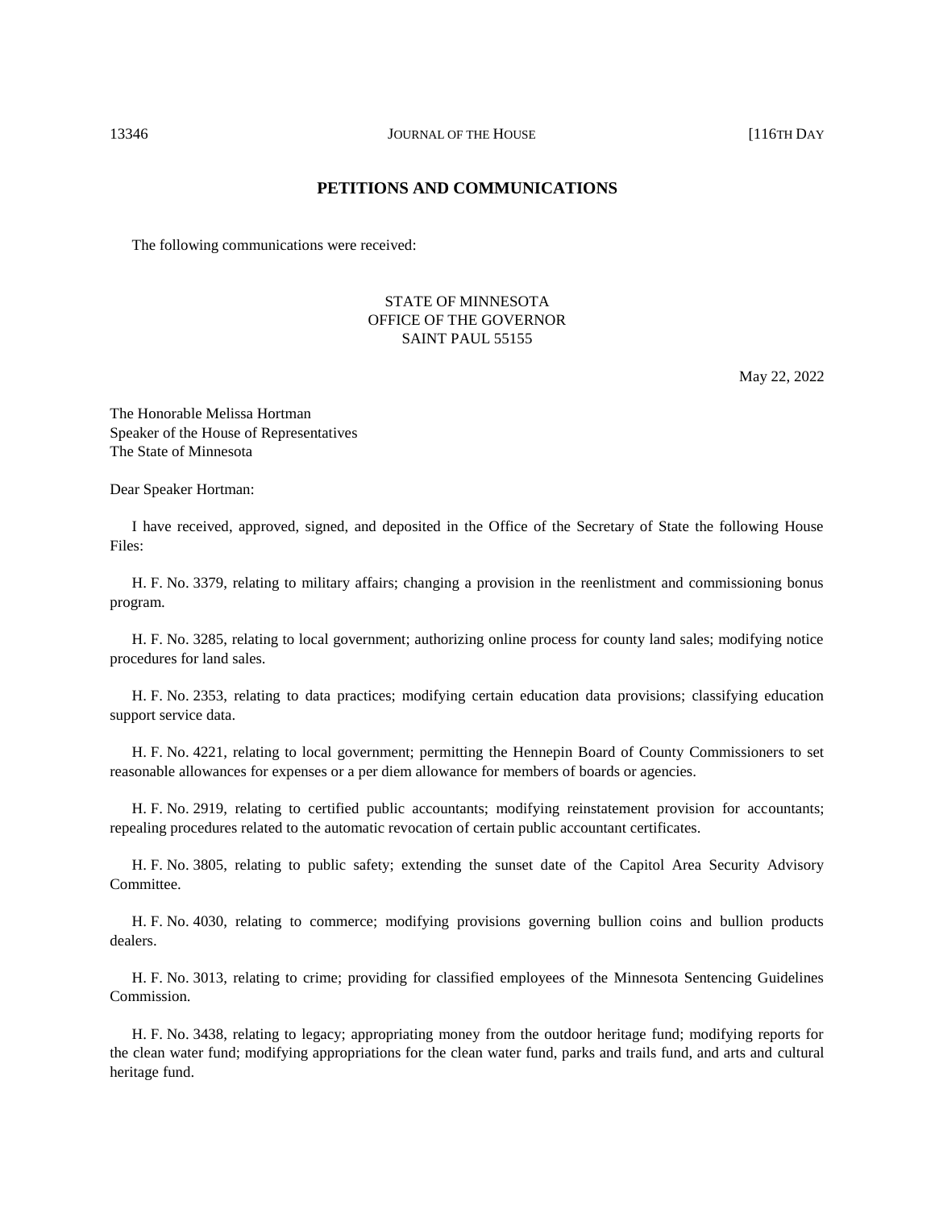## PETITIONS AND COMMUNICATIONS

The following communications were received:

STATE OF MINNESOTA
OFFICE OF THE GOVERNOR
SAINT PAUL 55155

May 22, 2022

The Honorable Melissa Hortman
Speaker of the House of Representatives
The State of Minnesota

Dear Speaker Hortman:

I have received, approved, signed, and deposited in the Office of the Secretary of State the following House Files:

H. F. No. 3379, relating to military affairs; changing a provision in the reenlistment and commissioning bonus program.

H. F. No. 3285, relating to local government; authorizing online process for county land sales; modifying notice procedures for land sales.

H. F. No. 2353, relating to data practices; modifying certain education data provisions; classifying education support service data.

H. F. No. 4221, relating to local government; permitting the Hennepin Board of County Commissioners to set reasonable allowances for expenses or a per diem allowance for members of boards or agencies.

H. F. No. 2919, relating to certified public accountants; modifying reinstatement provision for accountants; repealing procedures related to the automatic revocation of certain public accountant certificates.

H. F. No. 3805, relating to public safety; extending the sunset date of the Capitol Area Security Advisory Committee.

H. F. No. 4030, relating to commerce; modifying provisions governing bullion coins and bullion products dealers.

H. F. No. 3013, relating to crime; providing for classified employees of the Minnesota Sentencing Guidelines Commission.

H. F. No. 3438, relating to legacy; appropriating money from the outdoor heritage fund; modifying reports for the clean water fund; modifying appropriations for the clean water fund, parks and trails fund, and arts and cultural heritage fund.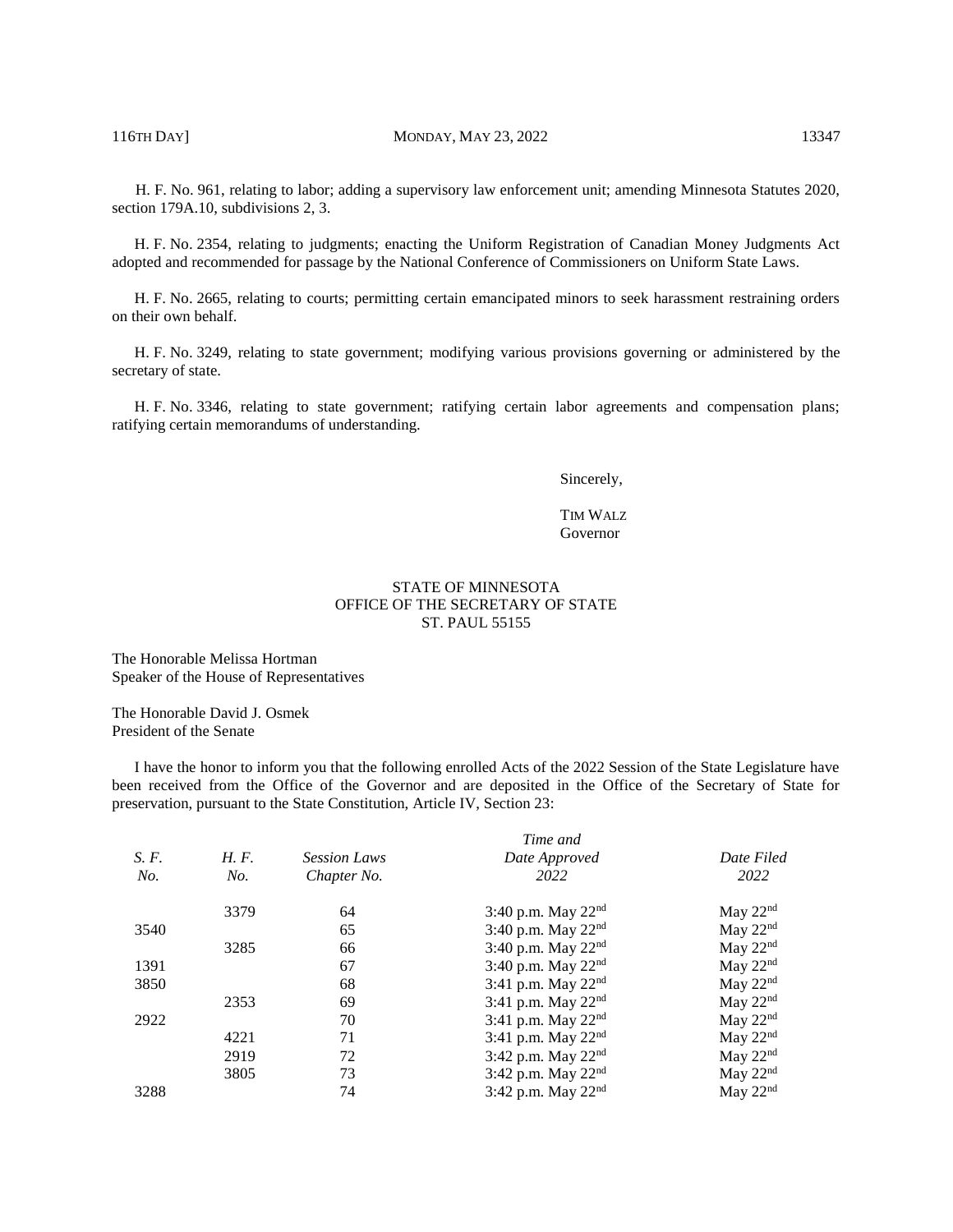H. F. No. 961, relating to labor; adding a supervisory law enforcement unit; amending Minnesota Statutes 2020, section 179A.10, subdivisions 2, 3.

H. F. No. 2354, relating to judgments; enacting the Uniform Registration of Canadian Money Judgments Act adopted and recommended for passage by the National Conference of Commissioners on Uniform State Laws.

H. F. No. 2665, relating to courts; permitting certain emancipated minors to seek harassment restraining orders on their own behalf.

H. F. No. 3249, relating to state government; modifying various provisions governing or administered by the secretary of state.

H. F. No. 3346, relating to state government; ratifying certain labor agreements and compensation plans; ratifying certain memorandums of understanding.

Sincerely,

TIM WALZ
Governor

STATE OF MINNESOTA
OFFICE OF THE SECRETARY OF STATE
ST. PAUL 55155

The Honorable Melissa Hortman
Speaker of the House of Representatives

The Honorable David J. Osmek
President of the Senate

I have the honor to inform you that the following enrolled Acts of the 2022 Session of the State Legislature have been received from the Office of the Governor and are deposited in the Office of the Secretary of State for preservation, pursuant to the State Constitution, Article IV, Section 23:

| *S. F. No.* | *H. F. No.* | *Session Laws Chapter No.* | *Time and Date Approved 2022* | *Date Filed 2022* |
|---|---|---|---|---|
| | 3379 | 64 | 3:40 p.m. May 22nd | May 22nd |
| 3540 | | 65 | 3:40 p.m. May 22nd | May 22nd |
| | 3285 | 66 | 3:40 p.m. May 22nd | May 22nd |
| 1391 | | 67 | 3:40 p.m. May 22nd | May 22nd |
| 3850 | | 68 | 3:41 p.m. May 22nd | May 22nd |
| | 2353 | 69 | 3:41 p.m. May 22nd | May 22nd |
| 2922 | | 70 | 3:41 p.m. May 22nd | May 22nd |
| | 4221 | 71 | 3:41 p.m. May 22nd | May 22nd |
| | 2919 | 72 | 3:42 p.m. May 22nd | May 22nd |
| | 3805 | 73 | 3:42 p.m. May 22nd | May 22nd |
| 3288 | | 74 | 3:42 p.m. May 22nd | May 22nd |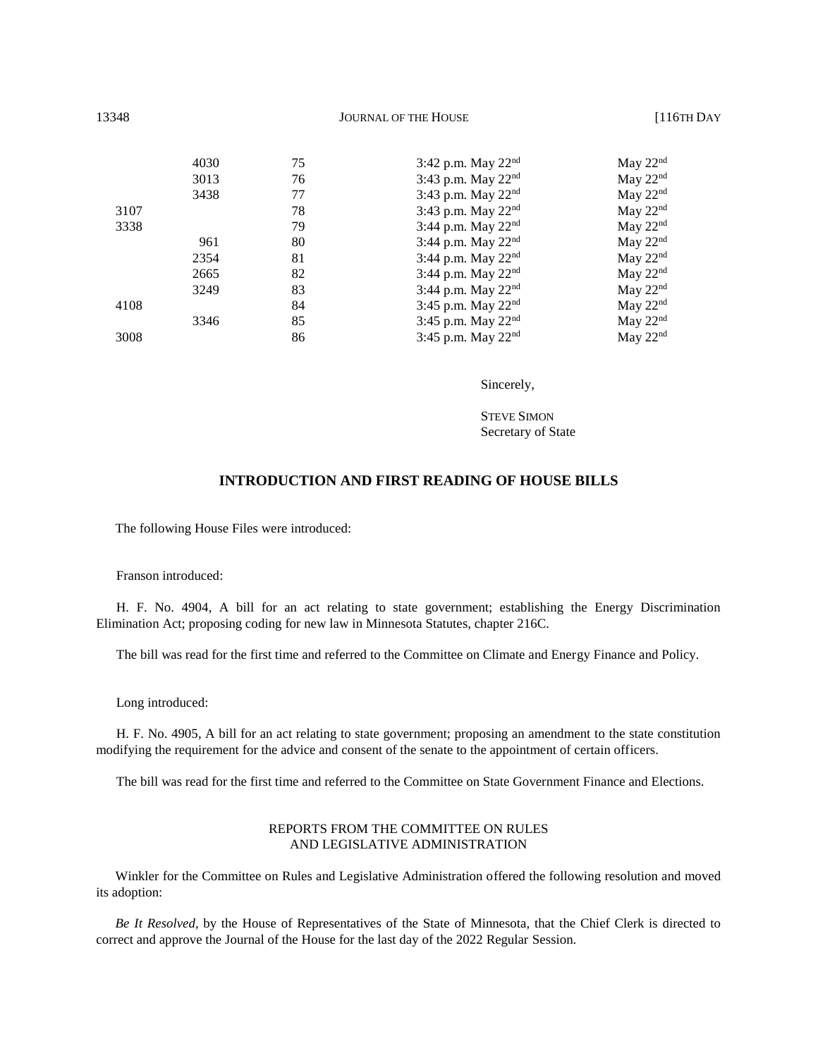| S.F. No. | H.F. No. | Session Laws Chapter No. | Time and Date Approved 2022 | Date Filed 2022 |
|---|---|---|---|---|
| | 4030 | 75 | 3:42 p.m. May 22nd | May 22nd |
| | 3013 | 76 | 3:43 p.m. May 22nd | May 22nd |
| | 3438 | 77 | 3:43 p.m. May 22nd | May 22nd |
| 3107 | | 78 | 3:43 p.m. May 22nd | May 22nd |
| 3338 | | 79 | 3:44 p.m. May 22nd | May 22nd |
| | 961 | 80 | 3:44 p.m. May 22nd | May 22nd |
| | 2354 | 81 | 3:44 p.m. May 22nd | May 22nd |
| | 2665 | 82 | 3:44 p.m. May 22nd | May 22nd |
| | 3249 | 83 | 3:44 p.m. May 22nd | May 22nd |
| 4108 | | 84 | 3:45 p.m. May 22nd | May 22nd |
| | 3346 | 85 | 3:45 p.m. May 22nd | May 22nd |
| 3008 | | 86 | 3:45 p.m. May 22nd | May 22nd |

Sincerely,

STEVE SIMON
Secretary of State

## INTRODUCTION AND FIRST READING OF HOUSE BILLS

The following House Files were introduced:

Franson introduced:

H. F. No. 4904, A bill for an act relating to state government; establishing the Energy Discrimination Elimination Act; proposing coding for new law in Minnesota Statutes, chapter 216C.

The bill was read for the first time and referred to the Committee on Climate and Energy Finance and Policy.

Long introduced:

H. F. No. 4905, A bill for an act relating to state government; proposing an amendment to the state constitution modifying the requirement for the advice and consent of the senate to the appointment of certain officers.

The bill was read for the first time and referred to the Committee on State Government Finance and Elections.

### REPORTS FROM THE COMMITTEE ON RULES AND LEGISLATIVE ADMINISTRATION

Winkler for the Committee on Rules and Legislative Administration offered the following resolution and moved its adoption:

*Be It Resolved*, by the House of Representatives of the State of Minnesota, that the Chief Clerk is directed to correct and approve the Journal of the House for the last day of the 2022 Regular Session.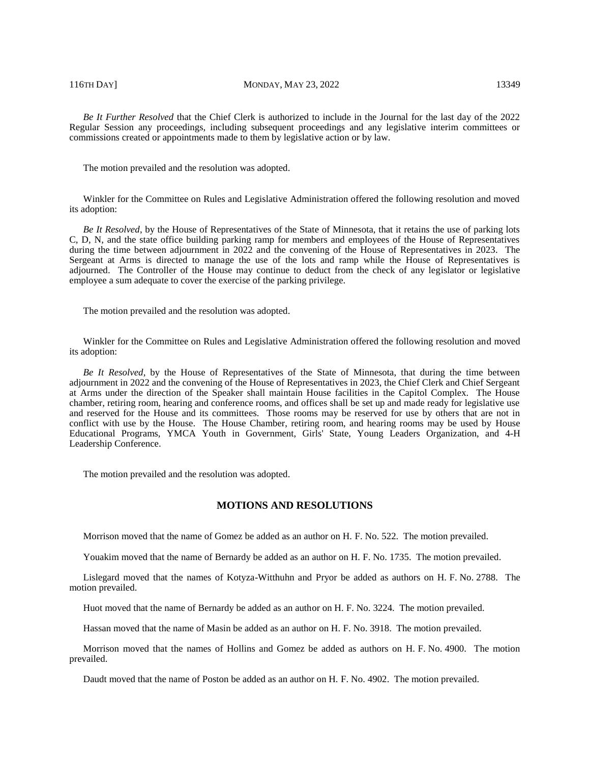*Be It Further Resolved* that the Chief Clerk is authorized to include in the Journal for the last day of the 2022 Regular Session any proceedings, including subsequent proceedings and any legislative interim committees or commissions created or appointments made to them by legislative action or by law.

The motion prevailed and the resolution was adopted.

Winkler for the Committee on Rules and Legislative Administration offered the following resolution and moved its adoption:

*Be It Resolved*, by the House of Representatives of the State of Minnesota, that it retains the use of parking lots C, D, N, and the state office building parking ramp for members and employees of the House of Representatives during the time between adjournment in 2022 and the convening of the House of Representatives in 2023. The Sergeant at Arms is directed to manage the use of the lots and ramp while the House of Representatives is adjourned. The Controller of the House may continue to deduct from the check of any legislator or legislative employee a sum adequate to cover the exercise of the parking privilege.

The motion prevailed and the resolution was adopted.

Winkler for the Committee on Rules and Legislative Administration offered the following resolution and moved its adoption:

*Be It Resolved*, by the House of Representatives of the State of Minnesota, that during the time between adjournment in 2022 and the convening of the House of Representatives in 2023, the Chief Clerk and Chief Sergeant at Arms under the direction of the Speaker shall maintain House facilities in the Capitol Complex. The House chamber, retiring room, hearing and conference rooms, and offices shall be set up and made ready for legislative use and reserved for the House and its committees. Those rooms may be reserved for use by others that are not in conflict with use by the House. The House Chamber, retiring room, and hearing rooms may be used by House Educational Programs, YMCA Youth in Government, Girls' State, Young Leaders Organization, and 4-H Leadership Conference.

The motion prevailed and the resolution was adopted.

## MOTIONS AND RESOLUTIONS

Morrison moved that the name of Gomez be added as an author on H. F. No. 522. The motion prevailed.

Youakim moved that the name of Bernardy be added as an author on H. F. No. 1735. The motion prevailed.

Lislegard moved that the names of Kotyza-Witthuhn and Pryor be added as authors on H. F. No. 2788. The motion prevailed.

Huot moved that the name of Bernardy be added as an author on H. F. No. 3224. The motion prevailed.

Hassan moved that the name of Masin be added as an author on H. F. No. 3918. The motion prevailed.

Morrison moved that the names of Hollins and Gomez be added as authors on H. F. No. 4900. The motion prevailed.

Daudt moved that the name of Poston be added as an author on H. F. No. 4902. The motion prevailed.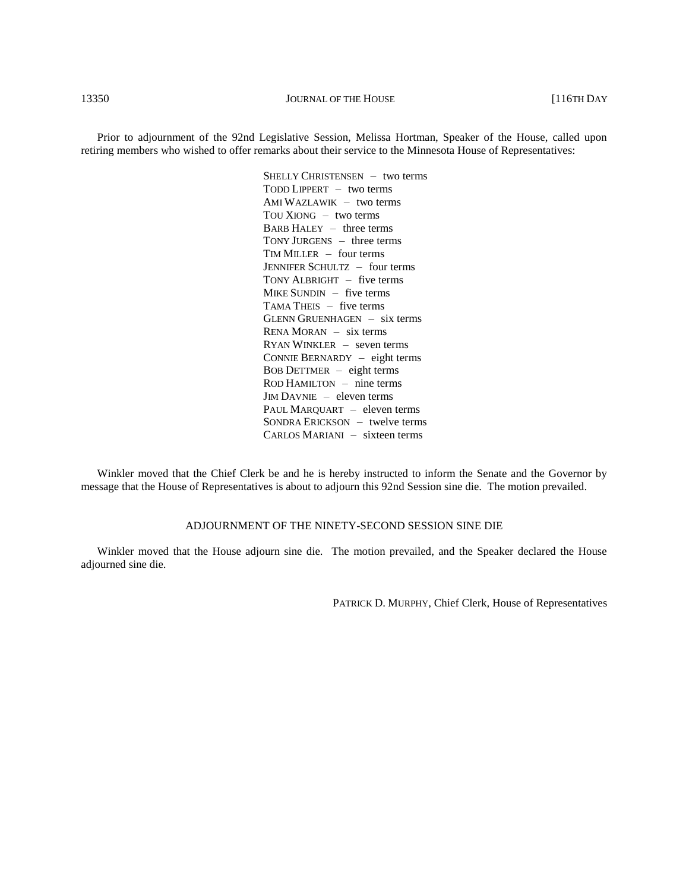Prior to adjournment of the 92nd Legislative Session, Melissa Hortman, Speaker of the House, called upon retiring members who wished to offer remarks about their service to the Minnesota House of Representatives:

SHELLY CHRISTENSEN – two terms  
TODD LIPPERT – two terms  
AMI WAZLAWIK – two terms  
TOU XIONG – two terms  
BARB HALEY – three terms  
TONY JURGENS – three terms  
TIM MILLER – four terms  
JENNIFER SCHULTZ – four terms  
TONY ALBRIGHT – five terms  
MIKE SUNDIN – five terms  
TAMA THEIS – five terms  
GLENN GRUENHAGEN – six terms  
RENA MORAN – six terms  
RYAN WINKLER – seven terms  
CONNIE BERNARDY – eight terms  
BOB DETTMER – eight terms  
ROD HAMILTON – nine terms  
JIM DAVNIE – eleven terms  
PAUL MARQUART – eleven terms  
SONDRA ERICKSON – twelve terms  
CARLOS MARIANI – sixteen terms

Winkler moved that the Chief Clerk be and he is hereby instructed to inform the Senate and the Governor by message that the House of Representatives is about to adjourn this 92nd Session sine die. The motion prevailed.

## ADJOURNMENT OF THE NINETY-SECOND SESSION SINE DIE

Winkler moved that the House adjourn sine die. The motion prevailed, and the Speaker declared the House adjourned sine die.

PATRICK D. MURPHY, Chief Clerk, House of Representatives